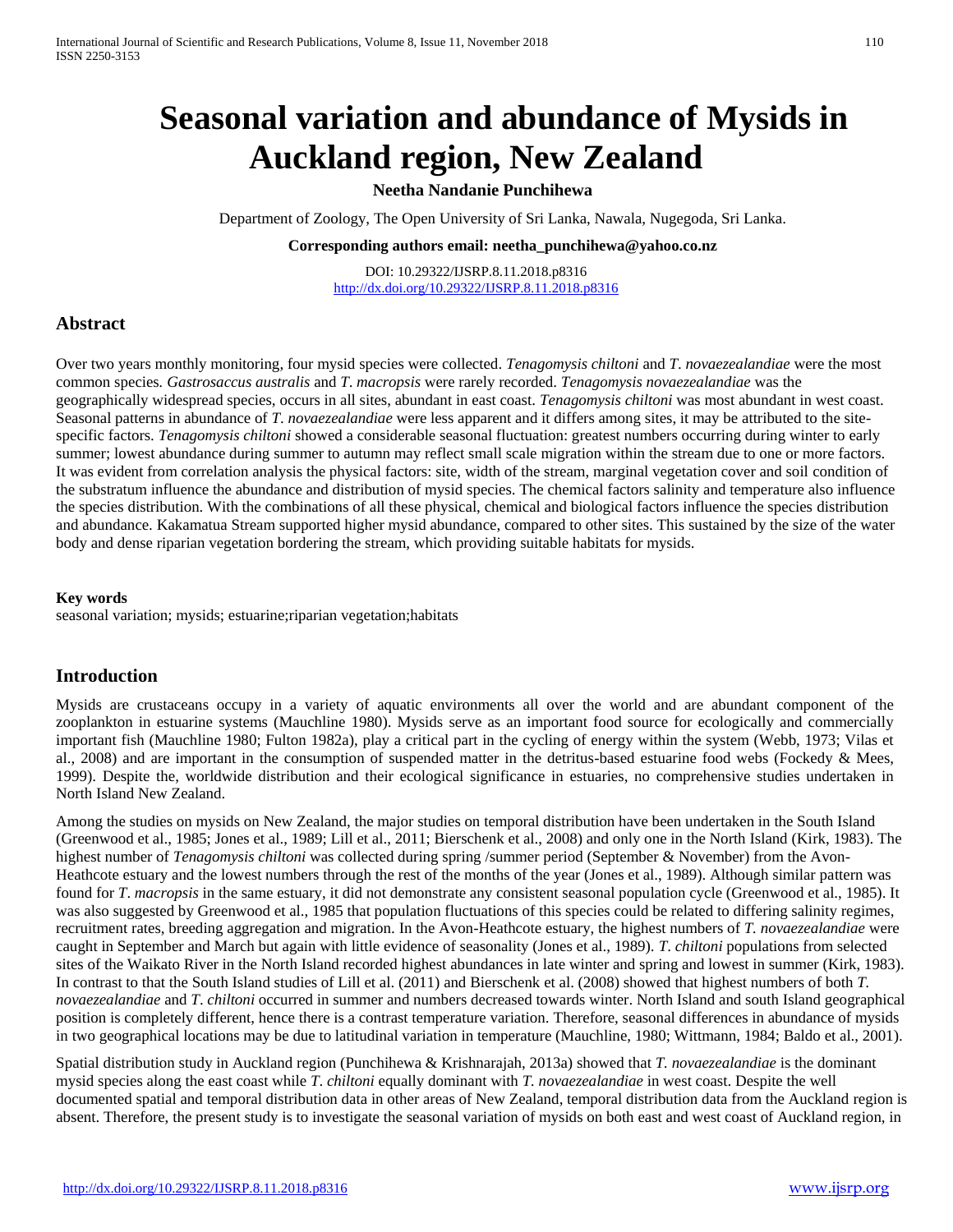# Seasonal variation and abundance of Mysids in Auckland region, New Zealand

**Neetha Nandanie Punchihewa**

Department of Zoology, The Open University of Sri Lanka, Nawala, Nugegoda, Sri Lanka.

**Corresponding authors email: neetha_punchihewa@yahoo.co.nz**

DOI: 10.29322/IJSRP.8.11.2018.p8316
http://dx.doi.org/10.29322/IJSRP.8.11.2018.p8316

## Abstract

Over two years monthly monitoring, four mysid species were collected. *Tenagomysis chiltoni* and *T. novaezealandiae* were the most common species. *Gastrosaccus australis* and *T. macropsis* were rarely recorded. *Tenagomysis novaezealandiae* was the geographically widespread species, occurs in all sites, abundant in east coast. *Tenagomysis chiltoni* was most abundant in west coast. Seasonal patterns in abundance of *T. novaezealandiae* were less apparent and it differs among sites, it may be attributed to the site-specific factors. *Tenagomysis chiltoni* showed a considerable seasonal fluctuation: greatest numbers occurring during winter to early summer; lowest abundance during summer to autumn may reflect small scale migration within the stream due to one or more factors. It was evident from correlation analysis the physical factors: site, width of the stream, marginal vegetation cover and soil condition of the substratum influence the abundance and distribution of mysid species. The chemical factors salinity and temperature also influence the species distribution. With the combinations of all these physical, chemical and biological factors influence the species distribution and abundance. Kakamatua Stream supported higher mysid abundance, compared to other sites. This sustained by the size of the water body and dense riparian vegetation bordering the stream, which providing suitable habitats for mysids.

**Key words**

seasonal variation; mysids; estuarine;riparian vegetation;habitats

## Introduction

Mysids are crustaceans occupy in a variety of aquatic environments all over the world and are abundant component of the zooplankton in estuarine systems (Mauchline 1980). Mysids serve as an important food source for ecologically and commercially important fish (Mauchline 1980; Fulton 1982a), play a critical part in the cycling of energy within the system (Webb, 1973; Vilas et al., 2008) and are important in the consumption of suspended matter in the detritus-based estuarine food webs (Fockedy & Mees, 1999). Despite the, worldwide distribution and their ecological significance in estuaries, no comprehensive studies undertaken in North Island New Zealand.

Among the studies on mysids on New Zealand, the major studies on temporal distribution have been undertaken in the South Island (Greenwood et al., 1985; Jones et al., 1989; Lill et al., 2011; Bierschenk et al., 2008) and only one in the North Island (Kirk, 1983). The highest number of *Tenagomysis chiltoni* was collected during spring /summer period (September & November) from the Avon-Heathcote estuary and the lowest numbers through the rest of the months of the year (Jones et al., 1989). Although similar pattern was found for *T. macropsis* in the same estuary, it did not demonstrate any consistent seasonal population cycle (Greenwood et al., 1985). It was also suggested by Greenwood et al., 1985 that population fluctuations of this species could be related to differing salinity regimes, recruitment rates, breeding aggregation and migration. In the Avon-Heathcote estuary, the highest numbers of *T. novaezealandiae* were caught in September and March but again with little evidence of seasonality (Jones et al., 1989). *T. chiltoni* populations from selected sites of the Waikato River in the North Island recorded highest abundances in late winter and spring and lowest in summer (Kirk, 1983). In contrast to that the South Island studies of Lill et al. (2011) and Bierschenk et al. (2008) showed that highest numbers of both *T. novaezealandiae* and *T. chiltoni* occurred in summer and numbers decreased towards winter. North Island and south Island geographical position is completely different, hence there is a contrast temperature variation. Therefore, seasonal differences in abundance of mysids in two geographical locations may be due to latitudinal variation in temperature (Mauchline, 1980; Wittmann, 1984; Baldo et al., 2001).

Spatial distribution study in Auckland region (Punchihewa & Krishnarajah, 2013a) showed that *T. novaezealandiae* is the dominant mysid species along the east coast while *T. chiltoni* equally dominant with *T. novaezealandiae* in west coast. Despite the well documented spatial and temporal distribution data in other areas of New Zealand, temporal distribution data from the Auckland region is absent. Therefore, the present study is to investigate the seasonal variation of mysids on both east and west coast of Auckland region, in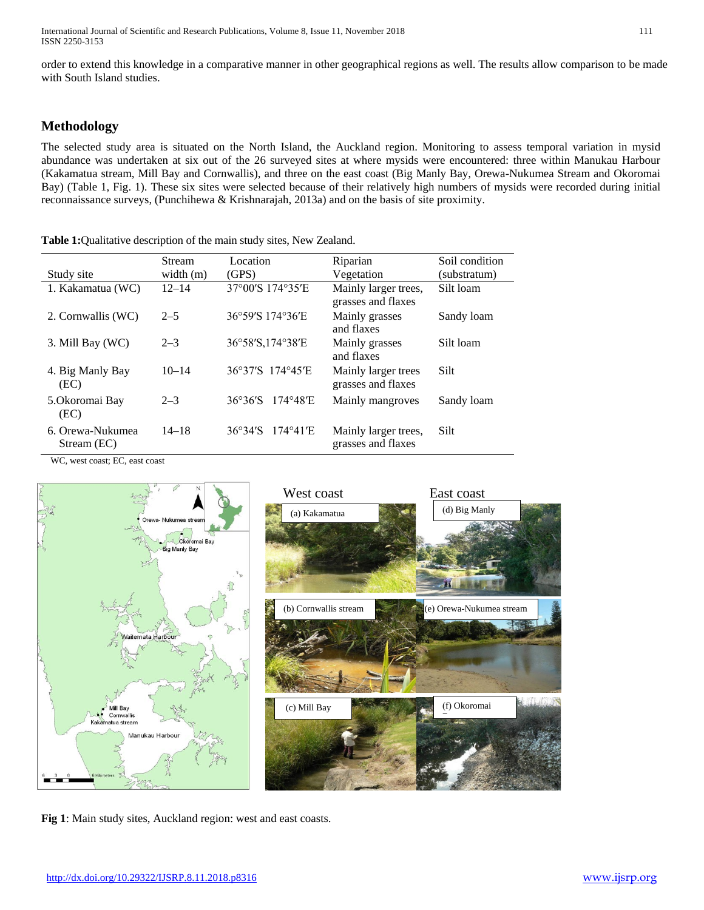order to extend this knowledge in a comparative manner in other geographical regions as well. The results allow comparison to be made with South Island studies.

## Methodology

The selected study area is situated on the North Island, the Auckland region. Monitoring to assess temporal variation in mysid abundance was undertaken at six out of the 26 surveyed sites at where mysids were encountered: three within Manukau Harbour (Kakamatua stream, Mill Bay and Cornwallis), and three on the east coast (Big Manly Bay, Orewa-Nukumea Stream and Okoromai Bay) (Table 1, Fig. 1). These six sites were selected because of their relatively high numbers of mysids were recorded during initial reconnaissance surveys, (Punchihewa & Krishnarajah, 2013a) and on the basis of site proximity.

**Table 1:**Qualitative description of the main study sites, New Zealand.

| Study site | Stream width (m) | Location (GPS) | Riparian Vegetation | Soil condition (substratum) |
|---|---|---|---|---|
| 1. Kakamatua (WC) | 12–14 | 37°00′S 174°35′E | Mainly larger trees, grasses and flaxes | Silt loam |
| 2. Cornwallis (WC) | 2–5 | 36°59′S 174°36′E | Mainly grasses and flaxes | Sandy loam |
| 3. Mill Bay (WC) | 2–3 | 36°58′S,174°38′E | Mainly grasses and flaxes | Silt loam |
| 4. Big Manly Bay (EC) | 10–14 | 36°37′S 174°45′E | Mainly larger trees grasses and flaxes | Silt |
| 5.Okoromai Bay (EC) | 2–3 | 36°36′S 174°48′E | Mainly mangroves | Sandy loam |
| 6. Orewa-Nukumea Stream (EC) | 14–18 | 36°34′S 174°41′E | Mainly larger trees, grasses and flaxes | Silt |

WC, west coast; EC, east coast

**Fig 1**: Main study sites, Auckland region: west and east coasts.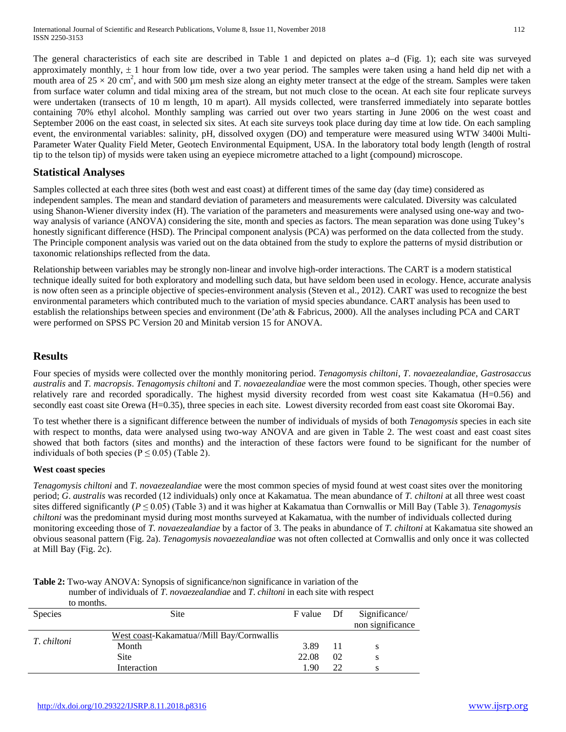The general characteristics of each site are described in Table 1 and depicted on plates a–d (Fig. 1); each site was surveyed approximately monthly, ± 1 hour from low tide, over a two year period. The samples were taken using a hand held dip net with a mouth area of $25 \times 20$ cm$^2$, and with 500 µm mesh size along an eighty meter transect at the edge of the stream. Samples were taken from surface water column and tidal mixing area of the stream, but not much close to the ocean. At each site four replicate surveys were undertaken (transects of 10 m length, 10 m apart). All mysids collected, were transferred immediately into separate bottles containing 70% ethyl alcohol. Monthly sampling was carried out over two years starting in June 2006 on the west coast and September 2006 on the east coast, in selected six sites. At each site surveys took place during day time at low tide. On each sampling event, the environmental variables: salinity, pH, dissolved oxygen (DO) and temperature were measured using WTW 3400i Multi-Parameter Water Quality Field Meter, Geotech Environmental Equipment, USA. In the laboratory total body length (length of rostral tip to the telson tip) of mysids were taken using an eyepiece micrometre attached to a light (compound) microscope.

## Statistical Analyses

Samples collected at each three sites (both west and east coast) at different times of the same day (day time) considered as independent samples. The mean and standard deviation of parameters and measurements were calculated. Diversity was calculated using Shanon-Wiener diversity index (H). The variation of the parameters and measurements were analysed using one-way and two-way analysis of variance (ANOVA) considering the site, month and species as factors. The mean separation was done using Tukey's honestly significant difference (HSD). The Principal component analysis (PCA) was performed on the data collected from the study. The Principle component analysis was varied out on the data obtained from the study to explore the patterns of mysid distribution or taxonomic relationships reflected from the data.

Relationship between variables may be strongly non-linear and involve high-order interactions. The CART is a modern statistical technique ideally suited for both exploratory and modelling such data, but have seldom been used in ecology. Hence, accurate analysis is now often seen as a principle objective of species-environment analysis (Steven et al., 2012). CART was used to recognize the best environmental parameters which contributed much to the variation of mysid species abundance. CART analysis has been used to establish the relationships between species and environment (De'ath & Fabricus, 2000). All the analyses including PCA and CART were performed on SPSS PC Version 20 and Minitab version 15 for ANOVA.

## Results

Four species of mysids were collected over the monthly monitoring period. *Tenagomysis chiltoni*, *T. novaezealandiae*, *Gastrosaccus australis* and *T. macropsis*. *Tenagomysis chiltoni* and *T. novaezealandiae* were the most common species. Though, other species were relatively rare and recorded sporadically. The highest mysid diversity recorded from west coast site Kakamatua (H=0.56) and secondly east coast site Orewa (H=0.35), three species in each site. Lowest diversity recorded from east coast site Okoromai Bay.

To test whether there is a significant difference between the number of individuals of mysids of both *Tenagomysis* species in each site with respect to months, data were analysed using two-way ANOVA and are given in Table 2. The west coast and east coast sites showed that both factors (sites and months) and the interaction of these factors were found to be significant for the number of individuals of both species ($P \leq 0.05$) (Table 2).

### West coast species

*Tenagomysis chiltoni* and *T. novaezealandiae* were the most common species of mysid found at west coast sites over the monitoring period; *G. australis* was recorded (12 individuals) only once at Kakamatua. The mean abundance of *T. chiltoni* at all three west coast sites differed significantly ($P \leq 0.05$) (Table 3) and it was higher at Kakamatua than Cornwallis or Mill Bay (Table 3). *Tenagomysis chiltoni* was the predominant mysid during most months surveyed at Kakamatua, with the number of individuals collected during monitoring exceeding those of *T. novaezealandiae* by a factor of 3. The peaks in abundance of *T. chiltoni* at Kakamatua site showed an obvious seasonal pattern (Fig. 2a). *Tenagomysis novaezealandiae* was not often collected at Cornwallis and only once it was collected at Mill Bay (Fig. 2c).

**Table 2:** Two-way ANOVA: Synopsis of significance/non significance in variation of the number of individuals of *T. novaezealandiae* and *T. chiltoni* in each site with respect to months.

| Species | Site | F value | Df | Significance/ non significance |
|---|---|---|---|---|
| *T. chiltoni* | West coast-Kakamatua//Mill Bay/Cornwallis | | | |
| | Month | 3.89 | 11 | s |
| | Site | 22.08 | 02 | s |
| | Interaction | 1.90 | 22 | s |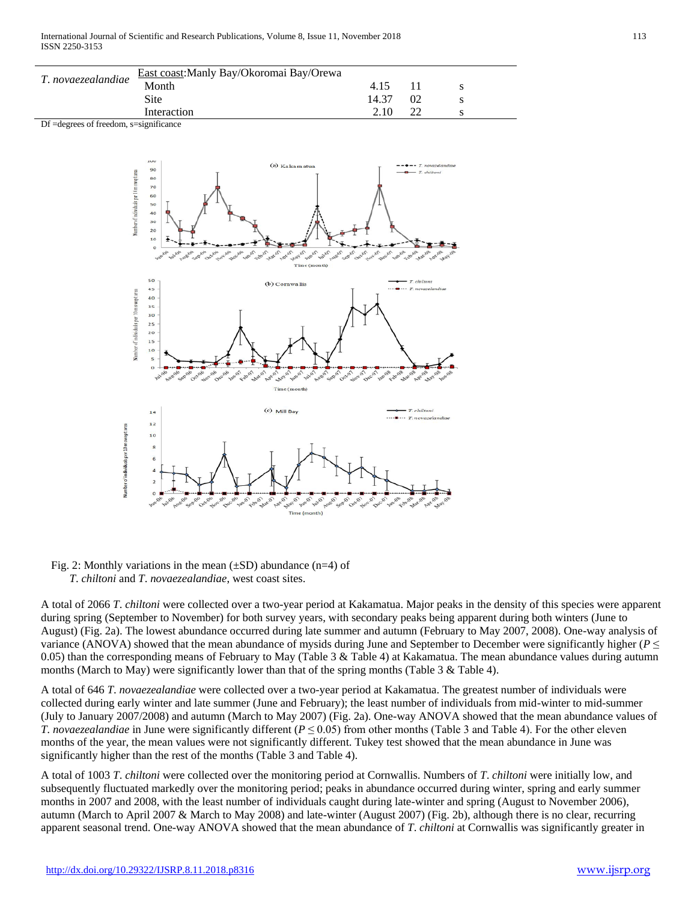| | | | | |
|---|---|---|---|---|
| *T. novaezealandiae* | East coast: Manly Bay/Okoromai Bay/Orewa | | | |
| | Month | 4.15 | 11 | s |
| | Site | 14.37 | 02 | s |
| | Interaction | 2.10 | 22 | s |

Df =degrees of freedom, s=significance

Fig. 2: Monthly variations in the mean (±SD) abundance (n=4) of *T. chiltoni* and *T. novaezealandiae*, west coast sites.

A total of 2066 *T. chiltoni* were collected over a two-year period at Kakamatua. Major peaks in the density of this species were apparent during spring (September to November) for both survey years, with secondary peaks being apparent during both winters (June to August) (Fig. 2a). The lowest abundance occurred during late summer and autumn (February to May 2007, 2008). One-way analysis of variance (ANOVA) showed that the mean abundance of mysids during June and September to December were significantly higher ($P \leq 0.05$) than the corresponding means of February to May (Table 3 & Table 4) at Kakamatua. The mean abundance values during autumn months (March to May) were significantly lower than that of the spring months (Table 3 & Table 4).

A total of 646 *T. novaezealandiae* were collected over a two-year period at Kakamatua. The greatest number of individuals were collected during early winter and late summer (June and February); the least number of individuals from mid-winter to mid-summer (July to January 2007/2008) and autumn (March to May 2007) (Fig. 2a). One-way ANOVA showed that the mean abundance values of *T. novaezealandiae* in June were significantly different ($P \leq 0.05$) from other months (Table 3 and Table 4). For the other eleven months of the year, the mean values were not significantly different. Tukey test showed that the mean abundance in June was significantly higher than the rest of the months (Table 3 and Table 4).

A total of 1003 *T. chiltoni* were collected over the monitoring period at Cornwallis. Numbers of *T. chiltoni* were initially low, and subsequently fluctuated markedly over the monitoring period; peaks in abundance occurred during winter, spring and early summer months in 2007 and 2008, with the least number of individuals caught during late-winter and spring (August to November 2006), autumn (March to April 2007 & March to May 2008) and late-winter (August 2007) (Fig. 2b), although there is no clear, recurring apparent seasonal trend. One-way ANOVA showed that the mean abundance of *T. chiltoni* at Cornwallis was significantly greater in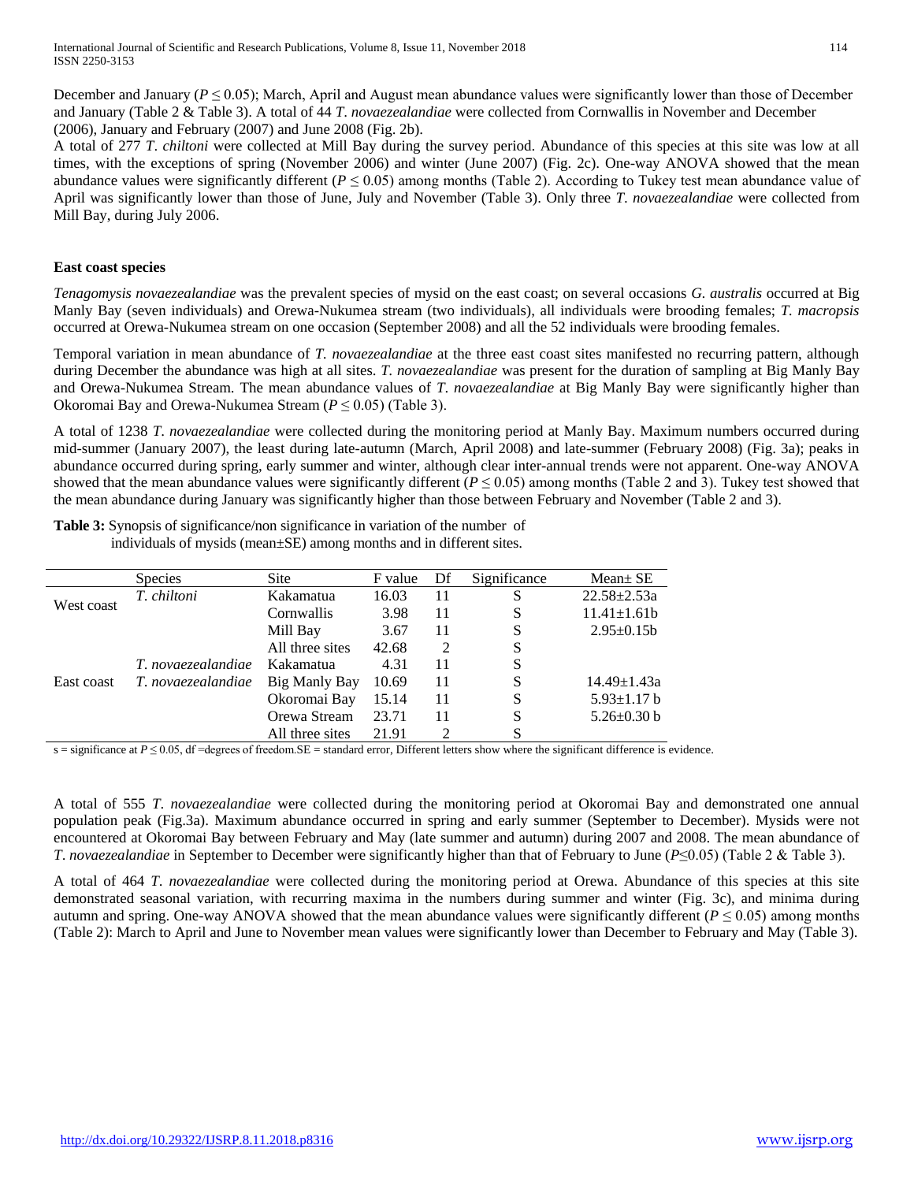December and January ($P \leq 0.05$); March, April and August mean abundance values were significantly lower than those of December and January (Table 2 & Table 3). A total of 44 *T. novaezealandiae* were collected from Cornwallis in November and December (2006), January and February (2007) and June 2008 (Fig. 2b).

A total of 277 *T. chiltoni* were collected at Mill Bay during the survey period. Abundance of this species at this site was low at all times, with the exceptions of spring (November 2006) and winter (June 2007) (Fig. 2c). One-way ANOVA showed that the mean abundance values were significantly different ($P \leq 0.05$) among months (Table 2). According to Tukey test mean abundance value of April was significantly lower than those of June, July and November (Table 3). Only three *T. novaezealandiae* were collected from Mill Bay, during July 2006.

**East coast species**

*Tenagomysis novaezealandiae* was the prevalent species of mysid on the east coast; on several occasions *G. australis* occurred at Big Manly Bay (seven individuals) and Orewa-Nukumea stream (two individuals), all individuals were brooding females; *T. macropsis* occurred at Orewa-Nukumea stream on one occasion (September 2008) and all the 52 individuals were brooding females.

Temporal variation in mean abundance of *T. novaezealandiae* at the three east coast sites manifested no recurring pattern, although during December the abundance was high at all sites. *T. novaezealandiae* was present for the duration of sampling at Big Manly Bay and Orewa-Nukumea Stream. The mean abundance values of *T. novaezealandiae* at Big Manly Bay were significantly higher than Okoromai Bay and Orewa-Nukumea Stream ($P \leq 0.05$) (Table 3).

A total of 1238 *T. novaezealandiae* were collected during the monitoring period at Manly Bay. Maximum numbers occurred during mid-summer (January 2007), the least during late-autumn (March, April 2008) and late-summer (February 2008) (Fig. 3a); peaks in abundance occurred during spring, early summer and winter, although clear inter-annual trends were not apparent. One-way ANOVA showed that the mean abundance values were significantly different ($P \leq 0.05$) among months (Table 2 and 3). Tukey test showed that the mean abundance during January was significantly higher than those between February and November (Table 2 and 3).

**Table 3:** Synopsis of significance/non significance in variation of the number of individuals of mysids (mean±SE) among months and in different sites.

| | Species | Site | F value | Df | Significance | Mean± SE |
|---|---|---|---|---|---|---|
| West coast | *T. chiltoni* | Kakamatua | 16.03 | 11 | S | 22.58±2.53a |
| | | Cornwallis | 3.98 | 11 | S | 11.41±1.61b |
| | | Mill Bay | 3.67 | 11 | S | 2.95±0.15b |
| | | All three sites | 42.68 | 2 | S | |
| | *T. novaezealandiae* | Kakamatua | 4.31 | 11 | S | |
| East coast | *T. novaezealandiae* | Big Manly Bay | 10.69 | 11 | S | 14.49±1.43a |
| | | Okoromai Bay | 15.14 | 11 | S | 5.93±1.17 b |
| | | Orewa Stream | 23.71 | 11 | S | 5.26±0.30 b |
| | | All three sites | 21.91 | 2 | S | |

s = significance at $P \leq 0.05$, df =degrees of freedom.SE = standard error, Different letters show where the significant difference is evidence.

A total of 555 *T. novaezealandiae* were collected during the monitoring period at Okoromai Bay and demonstrated one annual population peak (Fig.3a). Maximum abundance occurred in spring and early summer (September to December). Mysids were not encountered at Okoromai Bay between February and May (late summer and autumn) during 2007 and 2008. The mean abundance of *T. novaezealandiae* in September to December were significantly higher than that of February to June ($P \leq 0.05$) (Table 2 & Table 3).

A total of 464 *T. novaezealandiae* were collected during the monitoring period at Orewa. Abundance of this species at this site demonstrated seasonal variation, with recurring maxima in the numbers during summer and winter (Fig. 3c), and minima during autumn and spring. One-way ANOVA showed that the mean abundance values were significantly different ($P \leq 0.05$) among months (Table 2): March to April and June to November mean values were significantly lower than December to February and May (Table 3).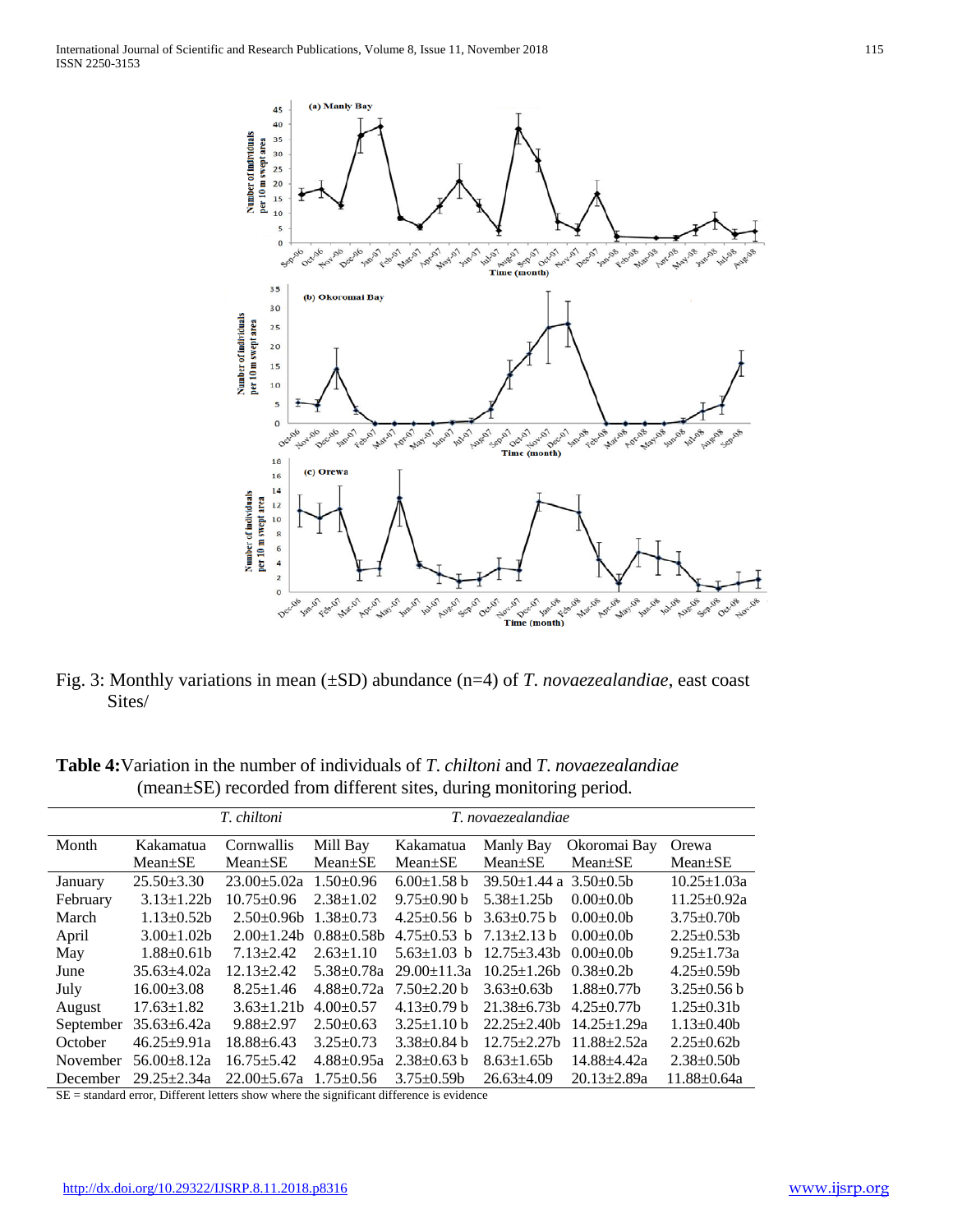Fig. 3: Monthly variations in mean (±SD) abundance (n=4) of *T. novaezealandiae*, east coast Sites/

**Table 4:** Variation in the number of individuals of *T. chiltoni* and *T. novaezealandiae* (mean±SE) recorded from different sites, during monitoring period.

| | *T. chiltoni* | | | *T. novaezealandiae* | | | |
|---|---|---|---|---|---|---|---|
| Month | Kakamatua Mean±SE | Cornwallis Mean±SE | Mill Bay Mean±SE | Kakamatua Mean±SE | Manly Bay Mean±SE | Okoromai Bay Mean±SE | Orewa Mean±SE |
| January | 25.50±3.30 | 23.00±5.02a | 1.50±0.96 | 6.00±1.58 b | 39.50±1.44 a | 3.50±0.5b | 10.25±1.03a |
| February | 3.13±1.22b | 10.75±0.96 | 2.38±1.02 | 9.75±0.90 b | 5.38±1.25b | 0.00±0.0b | 11.25±0.92a |
| March | 1.13±0.52b | 2.50±0.96b | 1.38±0.73 | 4.25±0.56 b | 3.63±0.75 b | 0.00±0.0b | 3.75±0.70b |
| April | 3.00±1.02b | 2.00±1.24b | 0.88±0.58b | 4.75±0.53 b | 7.13±2.13 b | 0.00±0.0b | 2.25±0.53b |
| May | 1.88±0.61b | 7.13±2.42 | 2.63±1.10 | 5.63±1.03 b | 12.75±3.43b | 0.00±0.0b | 9.25±1.73a |
| June | 35.63±4.02a | 12.13±2.42 | 5.38±0.78a | 29.00±11.3a | 10.25±1.26b | 0.38±0.2b | 4.25±0.59b |
| July | 16.00±3.08 | 8.25±1.46 | 4.88±0.72a | 7.50±2.20 b | 3.63±0.63b | 1.88±0.77b | 3.25±0.56 b |
| August | 17.63±1.82 | 3.63±1.21b | 4.00±0.57 | 4.13±0.79 b | 21.38±6.73b | 4.25±0.77b | 1.25±0.31b |
| September | 35.63±6.42a | 9.88±2.97 | 2.50±0.63 | 3.25±1.10 b | 22.25±2.40b | 14.25±1.29a | 1.13±0.40b |
| October | 46.25±9.91a | 18.88±6.43 | 3.25±0.73 | 3.38±0.84 b | 12.75±2.27b | 11.88±2.52a | 2.25±0.62b |
| November | 56.00±8.12a | 16.75±5.42 | 4.88±0.95a | 2.38±0.63 b | 8.63±1.65b | 14.88±4.42a | 2.38±0.50b |
| December | 29.25±2.34a | 22.00±5.67a | 1.75±0.56 | 3.75±0.59b | 26.63±4.09 | 20.13±2.89a | 11.88±0.64a |

SE = standard error, Different letters show where the significant difference is evidence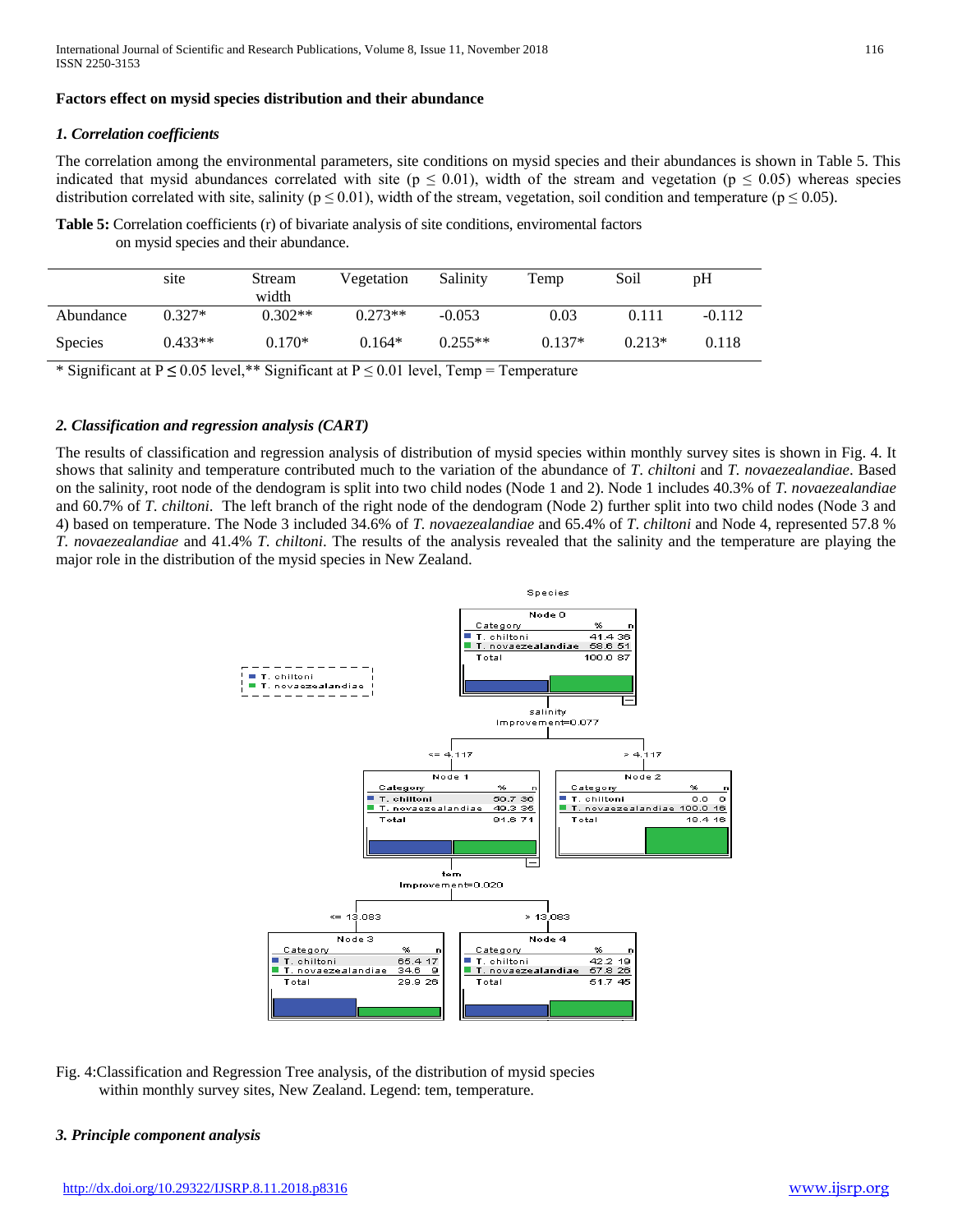**Factors effect on mysid species distribution and their abundance**

### *1. Correlation coefficients*

The correlation among the environmental parameters, site conditions on mysid species and their abundances is shown in Table 5. This indicated that mysid abundances correlated with site ($p \leq 0.01$), width of the stream and vegetation ($p \leq 0.05$) whereas species distribution correlated with site, salinity ($p \leq 0.01$), width of the stream, vegetation, soil condition and temperature ($p \leq 0.05$).

**Table 5:** Correlation coefficients (r) of bivariate analysis of site conditions, enviromental factors on mysid species and their abundance.

| | site | Stream width | Vegetation | Salinity | Temp | Soil | pH |
|---|---|---|---|---|---|---|---|
| Abundance | 0.327* | 0.302** | 0.273** | -0.053 | 0.03 | 0.111 | -0.112 |
| Species | 0.433** | 0.170* | 0.164* | 0.255** | 0.137* | 0.213* | 0.118 |

\* Significant at $P \leq 0.05$ level,** Significant at $P \leq 0.01$ level, Temp = Temperature

### *2. Classification and regression analysis (CART)*

The results of classification and regression analysis of distribution of mysid species within monthly survey sites is shown in Fig. 4. It shows that salinity and temperature contributed much to the variation of the abundance of *T. chiltoni* and *T. novaezealandiae*. Based on the salinity, root node of the dendogram is split into two child nodes (Node 1 and 2). Node 1 includes 40.3% of *T. novaezealandiae* and 60.7% of *T. chiltoni.* The left branch of the right node of the dendogram (Node 2) further split into two child nodes (Node 3 and 4) based on temperature. The Node 3 included 34.6% of *T. novaezealandiae* and 65.4% of *T. chiltoni* and Node 4, represented 57.8 % *T. novaezealandiae* and 41.4% *T. chiltoni*. The results of the analysis revealed that the salinity and the temperature are playing the major role in the distribution of the mysid species in New Zealand.

Fig. 4:Classification and Regression Tree analysis, of the distribution of mysid species within monthly survey sites, New Zealand. Legend: tem, temperature.

### *3. Principle component analysis*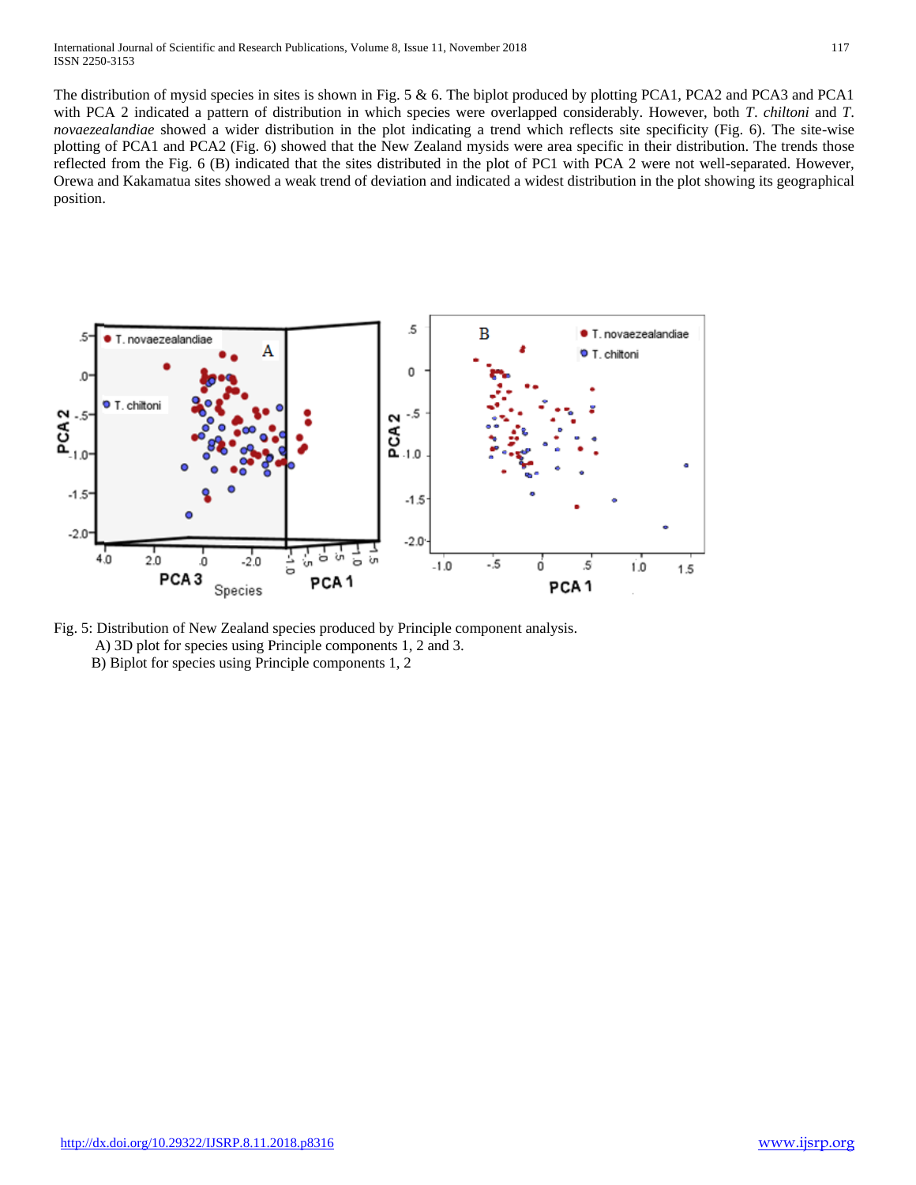The distribution of mysid species in sites is shown in Fig. 5 & 6. The biplot produced by plotting PCA1, PCA2 and PCA3 and PCA1 with PCA 2 indicated a pattern of distribution in which species were overlapped considerably. However, both *T. chiltoni* and *T. novaezealandiae* showed a wider distribution in the plot indicating a trend which reflects site specificity (Fig. 6). The site-wise plotting of PCA1 and PCA2 (Fig. 6) showed that the New Zealand mysids were area specific in their distribution. The trends those reflected from the Fig. 6 (B) indicated that the sites distributed in the plot of PC1 with PCA 2 were not well-separated. However, Orewa and Kakamatua sites showed a weak trend of deviation and indicated a widest distribution in the plot showing its geographical position.

Fig. 5: Distribution of New Zealand species produced by Principle component analysis.

A) 3D plot for species using Principle components 1, 2 and 3.

B) Biplot for species using Principle components 1, 2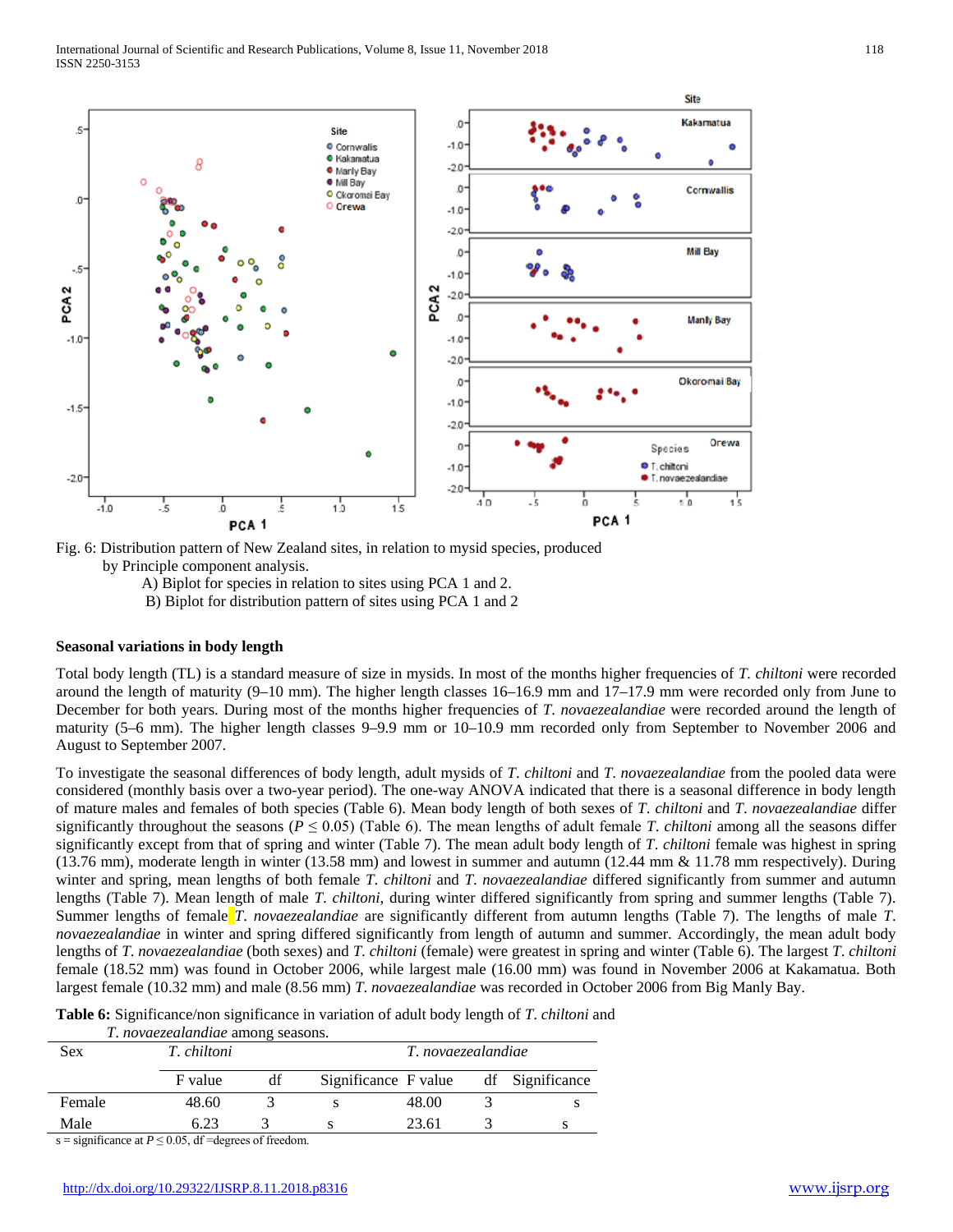Fig. 6: Distribution pattern of New Zealand sites, in relation to mysid species, produced by Principle component analysis.

A) Biplot for species in relation to sites using PCA 1 and 2.

B) Biplot for distribution pattern of sites using PCA 1 and 2

### Seasonal variations in body length

Total body length (TL) is a standard measure of size in mysids. In most of the months higher frequencies of *T. chiltoni* were recorded around the length of maturity (9–10 mm). The higher length classes 16–16.9 mm and 17–17.9 mm were recorded only from June to December for both years. During most of the months higher frequencies of *T. novaezealandiae* were recorded around the length of maturity (5–6 mm). The higher length classes 9–9.9 mm or 10–10.9 mm recorded only from September to November 2006 and August to September 2007.

To investigate the seasonal differences of body length, adult mysids of *T. chiltoni* and *T. novaezealandiae* from the pooled data were considered (monthly basis over a two-year period). The one-way ANOVA indicated that there is a seasonal difference in body length of mature males and females of both species (Table 6). Mean body length of both sexes of *T. chiltoni* and *T. novaezealandiae* differ significantly throughout the seasons ($P \leq 0.05$) (Table 6). The mean lengths of adult female *T. chiltoni* among all the seasons differ significantly except from that of spring and winter (Table 7). The mean adult body length of *T. chiltoni* female was highest in spring (13.76 mm), moderate length in winter (13.58 mm) and lowest in summer and autumn (12.44 mm & 11.78 mm respectively). During winter and spring, mean lengths of both female *T. chiltoni* and *T. novaezealandiae* differed significantly from summer and autumn lengths (Table 7). Mean length of male *T. chiltoni*, during winter differed significantly from spring and summer lengths (Table 7). Summer lengths of female *T. novaezealandiae* are significantly different from autumn lengths (Table 7). The lengths of male *T. novaezealandiae* in winter and spring differed significantly from length of autumn and summer. Accordingly, the mean adult body lengths of *T. novaezealandiae* (both sexes) and *T. chiltoni* (female) were greatest in spring and winter (Table 6). The largest *T. chiltoni* female (18.52 mm) was found in October 2006, while largest male (16.00 mm) was found in November 2006 at Kakamatua. Both largest female (10.32 mm) and male (8.56 mm) *T. novaezealandiae* was recorded in October 2006 from Big Manly Bay.

**Table 6:** Significance/non significance in variation of adult body length of *T. chiltoni* and *T. novaezealandiae* among seasons.

| Sex | *T. chiltoni* | | | *T. novaezealandiae* | | |
|---|---|---|---|---|---|---|
| | F value | df | Significance | F value | df | Significance |
| Female | 48.60 | 3 | s | 48.00 | 3 | s |
| Male | 6.23 | 3 | s | 23.61 | 3 | s |

s = significance at $P \leq 0.05$, df =degrees of freedom.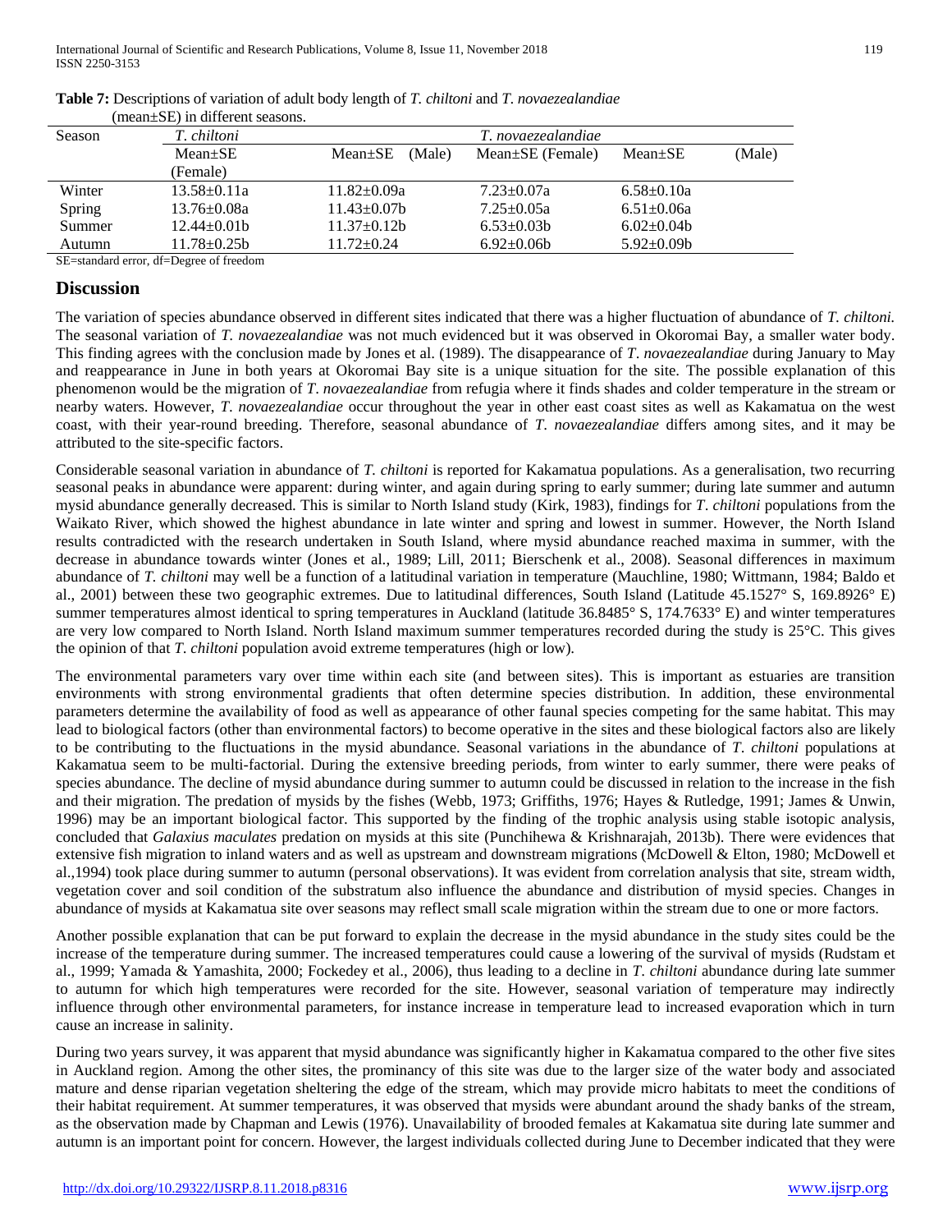**Table 7:** Descriptions of variation of adult body length of *T. chiltoni* and *T. novaezealandiae* (mean±SE) in different seasons.

| Season | *T. chiltoni* | | *T. novaezealandiae* | |
|---|---|---|---|---|
| | Mean±SE (Female) | Mean±SE (Male) | Mean±SE (Female) | Mean±SE (Male) |
| Winter | 13.58±0.11a | 11.82±0.09a | 7.23±0.07a | 6.58±0.10a |
| Spring | 13.76±0.08a | 11.43±0.07b | 7.25±0.05a | 6.51±0.06a |
| Summer | 12.44±0.01b | 11.37±0.12b | 6.53±0.03b | 6.02±0.04b |
| Autumn | 11.78±0.25b | 11.72±0.24 | 6.92±0.06b | 5.92±0.09b |

SE=standard error, df=Degree of freedom

## Discussion

The variation of species abundance observed in different sites indicated that there was a higher fluctuation of abundance of *T. chiltoni.* The seasonal variation of *T. novaezealandiae* was not much evidenced but it was observed in Okoromai Bay, a smaller water body. This finding agrees with the conclusion made by Jones et al. (1989). The disappearance of *T. novaezealandiae* during January to May and reappearance in June in both years at Okoromai Bay site is a unique situation for the site. The possible explanation of this phenomenon would be the migration of *T. novaezealandiae* from refugia where it finds shades and colder temperature in the stream or nearby waters. However, *T. novaezealandiae* occur throughout the year in other east coast sites as well as Kakamatua on the west coast, with their year-round breeding. Therefore, seasonal abundance of *T. novaezealandiae* differs among sites, and it may be attributed to the site-specific factors.

Considerable seasonal variation in abundance of *T. chiltoni* is reported for Kakamatua populations. As a generalisation, two recurring seasonal peaks in abundance were apparent: during winter, and again during spring to early summer; during late summer and autumn mysid abundance generally decreased. This is similar to North Island study (Kirk, 1983), findings for *T. chiltoni* populations from the Waikato River, which showed the highest abundance in late winter and spring and lowest in summer. However, the North Island results contradicted with the research undertaken in South Island, where mysid abundance reached maxima in summer, with the decrease in abundance towards winter (Jones et al., 1989; Lill, 2011; Bierschenk et al., 2008). Seasonal differences in maximum abundance of *T. chiltoni* may well be a function of a latitudinal variation in temperature (Mauchline, 1980; Wittmann, 1984; Baldo et al., 2001) between these two geographic extremes. Due to latitudinal differences, South Island (Latitude 45.1527° S, 169.8926° E) summer temperatures almost identical to spring temperatures in Auckland (latitude 36.8485° S, 174.7633° E) and winter temperatures are very low compared to North Island. North Island maximum summer temperatures recorded during the study is 25°C. This gives the opinion of that *T. chiltoni* population avoid extreme temperatures (high or low).

The environmental parameters vary over time within each site (and between sites). This is important as estuaries are transition environments with strong environmental gradients that often determine species distribution. In addition, these environmental parameters determine the availability of food as well as appearance of other faunal species competing for the same habitat. This may lead to biological factors (other than environmental factors) to become operative in the sites and these biological factors also are likely to be contributing to the fluctuations in the mysid abundance. Seasonal variations in the abundance of *T. chiltoni* populations at Kakamatua seem to be multi-factorial. During the extensive breeding periods, from winter to early summer, there were peaks of species abundance. The decline of mysid abundance during summer to autumn could be discussed in relation to the increase in the fish and their migration. The predation of mysids by the fishes (Webb, 1973; Griffiths, 1976; Hayes & Rutledge, 1991; James & Unwin, 1996) may be an important biological factor. This supported by the finding of the trophic analysis using stable isotopic analysis, concluded that *Galaxius maculates* predation on mysids at this site (Punchihewa & Krishnarajah, 2013b). There were evidences that extensive fish migration to inland waters and as well as upstream and downstream migrations (McDowell & Elton, 1980; McDowell et al.,1994) took place during summer to autumn (personal observations). It was evident from correlation analysis that site, stream width, vegetation cover and soil condition of the substratum also influence the abundance and distribution of mysid species. Changes in abundance of mysids at Kakamatua site over seasons may reflect small scale migration within the stream due to one or more factors.

Another possible explanation that can be put forward to explain the decrease in the mysid abundance in the study sites could be the increase of the temperature during summer. The increased temperatures could cause a lowering of the survival of mysids (Rudstam et al., 1999; Yamada & Yamashita, 2000; Fockedey et al., 2006), thus leading to a decline in *T. chiltoni* abundance during late summer to autumn for which high temperatures were recorded for the site. However, seasonal variation of temperature may indirectly influence through other environmental parameters, for instance increase in temperature lead to increased evaporation which in turn cause an increase in salinity.

During two years survey, it was apparent that mysid abundance was significantly higher in Kakamatua compared to the other five sites in Auckland region. Among the other sites, the prominancy of this site was due to the larger size of the water body and associated mature and dense riparian vegetation sheltering the edge of the stream, which may provide micro habitats to meet the conditions of their habitat requirement. At summer temperatures, it was observed that mysids were abundant around the shady banks of the stream, as the observation made by Chapman and Lewis (1976). Unavailability of brooded females at Kakamatua site during late summer and autumn is an important point for concern. However, the largest individuals collected during June to December indicated that they were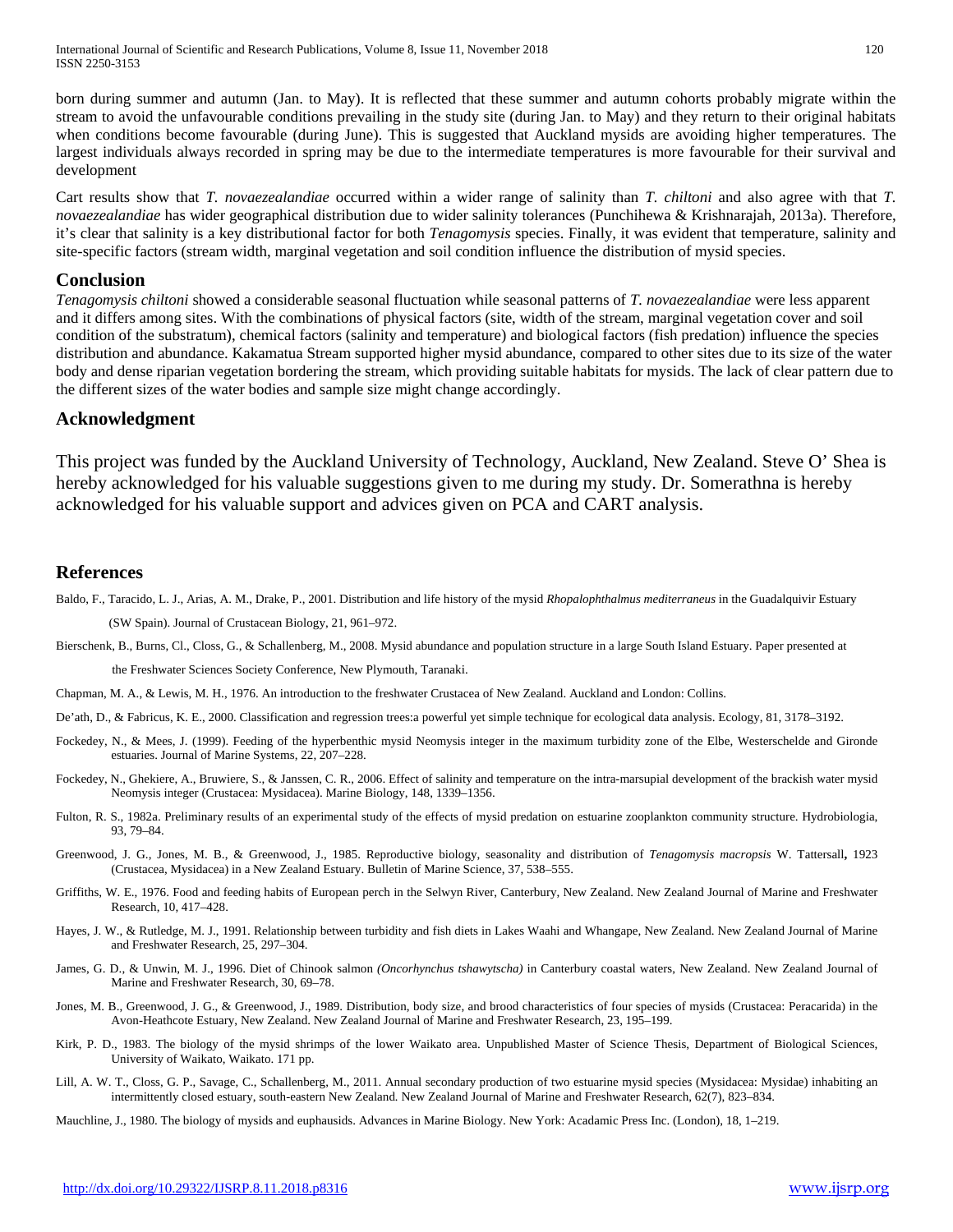born during summer and autumn (Jan. to May). It is reflected that these summer and autumn cohorts probably migrate within the stream to avoid the unfavourable conditions prevailing in the study site (during Jan. to May) and they return to their original habitats when conditions become favourable (during June). This is suggested that Auckland mysids are avoiding higher temperatures. The largest individuals always recorded in spring may be due to the intermediate temperatures is more favourable for their survival and development

Cart results show that *T. novaezealandiae* occurred within a wider range of salinity than *T. chiltoni* and also agree with that *T. novaezealandiae* has wider geographical distribution due to wider salinity tolerances (Punchihewa & Krishnarajah, 2013a). Therefore, it's clear that salinity is a key distributional factor for both *Tenagomysis* species. Finally, it was evident that temperature, salinity and site-specific factors (stream width, marginal vegetation and soil condition influence the distribution of mysid species.

## Conclusion

*Tenagomysis chiltoni* showed a considerable seasonal fluctuation while seasonal patterns of *T. novaezealandiae* were less apparent and it differs among sites. With the combinations of physical factors (site, width of the stream, marginal vegetation cover and soil condition of the substratum), chemical factors (salinity and temperature) and biological factors (fish predation) influence the species distribution and abundance. Kakamatua Stream supported higher mysid abundance, compared to other sites due to its size of the water body and dense riparian vegetation bordering the stream, which providing suitable habitats for mysids. The lack of clear pattern due to the different sizes of the water bodies and sample size might change accordingly.

## Acknowledgment

This project was funded by the Auckland University of Technology, Auckland, New Zealand. Steve O' Shea is hereby acknowledged for his valuable suggestions given to me during my study. Dr. Somerathna is hereby acknowledged for his valuable support and advices given on PCA and CART analysis.

## References

Baldo, F., Taracido, L. J., Arias, A. M., Drake, P., 2001. Distribution and life history of the mysid *Rhopalophthalmus mediterraneus* in the Guadalquivir Estuary (SW Spain). Journal of Crustacean Biology, 21, 961–972.

Bierschenk, B., Burns, Cl., Closs, G., & Schallenberg, M., 2008. Mysid abundance and population structure in a large South Island Estuary. Paper presented at the Freshwater Sciences Society Conference, New Plymouth, Taranaki.

Chapman, M. A., & Lewis, M. H., 1976. An introduction to the freshwater Crustacea of New Zealand. Auckland and London: Collins.

De'ath, D., & Fabricus, K. E., 2000. Classification and regression trees:a powerful yet simple technique for ecological data analysis. Ecology, 81, 3178–3192.

Fockedey, N., & Mees, J. (1999). Feeding of the hyperbenthic mysid Neomysis integer in the maximum turbidity zone of the Elbe, Westerschelde and Gironde estuaries. Journal of Marine Systems, 22, 207–228.

Fockedey, N., Ghekiere, A., Bruwiere, S., & Janssen, C. R., 2006. Effect of salinity and temperature on the intra-marsupial development of the brackish water mysid Neomysis integer (Crustacea: Mysidacea). Marine Biology, 148, 1339–1356.

Fulton, R. S., 1982a. Preliminary results of an experimental study of the effects of mysid predation on estuarine zooplankton community structure. Hydrobiologia, 93, 79–84.

Greenwood, J. G., Jones, M. B., & Greenwood, J., 1985. Reproductive biology, seasonality and distribution of *Tenagomysis macropsis* W. Tattersall**,** 1923 (Crustacea, Mysidacea) in a New Zealand Estuary. Bulletin of Marine Science, 37, 538–555.

Griffiths, W. E., 1976. Food and feeding habits of European perch in the Selwyn River, Canterbury, New Zealand. New Zealand Journal of Marine and Freshwater Research, 10, 417–428.

Hayes, J. W., & Rutledge, M. J., 1991. Relationship between turbidity and fish diets in Lakes Waahi and Whangape, New Zealand. New Zealand Journal of Marine and Freshwater Research, 25, 297–304.

James, G. D., & Unwin, M. J., 1996. Diet of Chinook salmon *(Oncorhynchus tshawytscha)* in Canterbury coastal waters, New Zealand. New Zealand Journal of Marine and Freshwater Research, 30, 69–78.

Jones, M. B., Greenwood, J. G., & Greenwood, J., 1989. Distribution, body size, and brood characteristics of four species of mysids (Crustacea: Peracarida) in the Avon-Heathcote Estuary, New Zealand. New Zealand Journal of Marine and Freshwater Research, 23, 195–199.

Kirk, P. D., 1983. The biology of the mysid shrimps of the lower Waikato area. Unpublished Master of Science Thesis, Department of Biological Sciences, University of Waikato, Waikato. 171 pp.

Lill, A. W. T., Closs, G. P., Savage, C., Schallenberg, M., 2011. Annual secondary production of two estuarine mysid species (Mysidacea: Mysidae) inhabiting an intermittently closed estuary, south-eastern New Zealand. New Zealand Journal of Marine and Freshwater Research, 62(7), 823–834.

Mauchline, J., 1980. The biology of mysids and euphausids. Advances in Marine Biology. New York: Acadamic Press Inc. (London), 18, 1–219.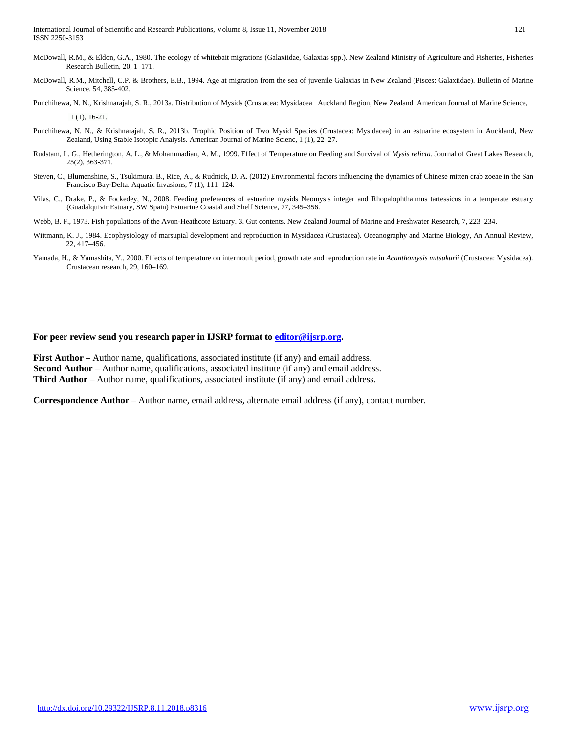McDowall, R.M., & Eldon, G.A., 1980. The ecology of whitebait migrations (Galaxiidae, Galaxias spp.). New Zealand Ministry of Agriculture and Fisheries, Fisheries Research Bulletin, 20, 1–171.

McDowall, R.M., Mitchell, C.P. & Brothers, E.B., 1994. Age at migration from the sea of juvenile Galaxias in New Zealand (Pisces: Galaxiidae). Bulletin of Marine Science, 54, 385-402.

Punchihewa, N. N., Krishnarajah, S. R., 2013a. Distribution of Mysids (Crustacea: Mysidacea Auckland Region, New Zealand. American Journal of Marine Science, 1 (1), 16-21.

Punchihewa, N. N., & Krishnarajah, S. R., 2013b. Trophic Position of Two Mysid Species (Crustacea: Mysidacea) in an estuarine ecosystem in Auckland, New Zealand, Using Stable Isotopic Analysis. American Journal of Marine Scienc, 1 (1), 22–27.

Rudstam, L. G., Hetherington, A. L., & Mohammadian, A. M., 1999. Effect of Temperature on Feeding and Survival of *Mysis relicta*. Journal of Great Lakes Research, 25(2), 363-371.

Steven, C., Blumenshine, S., Tsukimura, B., Rice, A., & Rudnick, D. A. (2012) Environmental factors influencing the dynamics of Chinese mitten crab zoeae in the San Francisco Bay-Delta. Aquatic Invasions, 7 (1), 111–124.

Vilas, C., Drake, P., & Fockedey, N., 2008. Feeding preferences of estuarine mysids Neomysis integer and Rhopalophthalmus tartessicus in a temperate estuary (Guadalquivir Estuary, SW Spain) Estuarine Coastal and Shelf Science, 77, 345–356.

Webb, B. F., 1973. Fish populations of the Avon-Heathcote Estuary. 3. Gut contents. New Zealand Journal of Marine and Freshwater Research, 7, 223–234.

Wittmann, K. J., 1984. Ecophysiology of marsupial development and reproduction in Mysidacea (Crustacea). Oceanography and Marine Biology, An Annual Review, 22, 417–456.

Yamada, H., & Yamashita, Y., 2000. Effects of temperature on intermoult period, growth rate and reproduction rate in *Acanthomysis mitsukurii* (Crustacea: Mysidacea). Crustacean research, 29, 160–169.

**For peer review send you research paper in IJSRP format to editor@ijsrp.org.**

**First Author** – Author name, qualifications, associated institute (if any) and email address.
**Second Author** – Author name, qualifications, associated institute (if any) and email address.
**Third Author** – Author name, qualifications, associated institute (if any) and email address.

**Correspondence Author** – Author name, email address, alternate email address (if any), contact number.